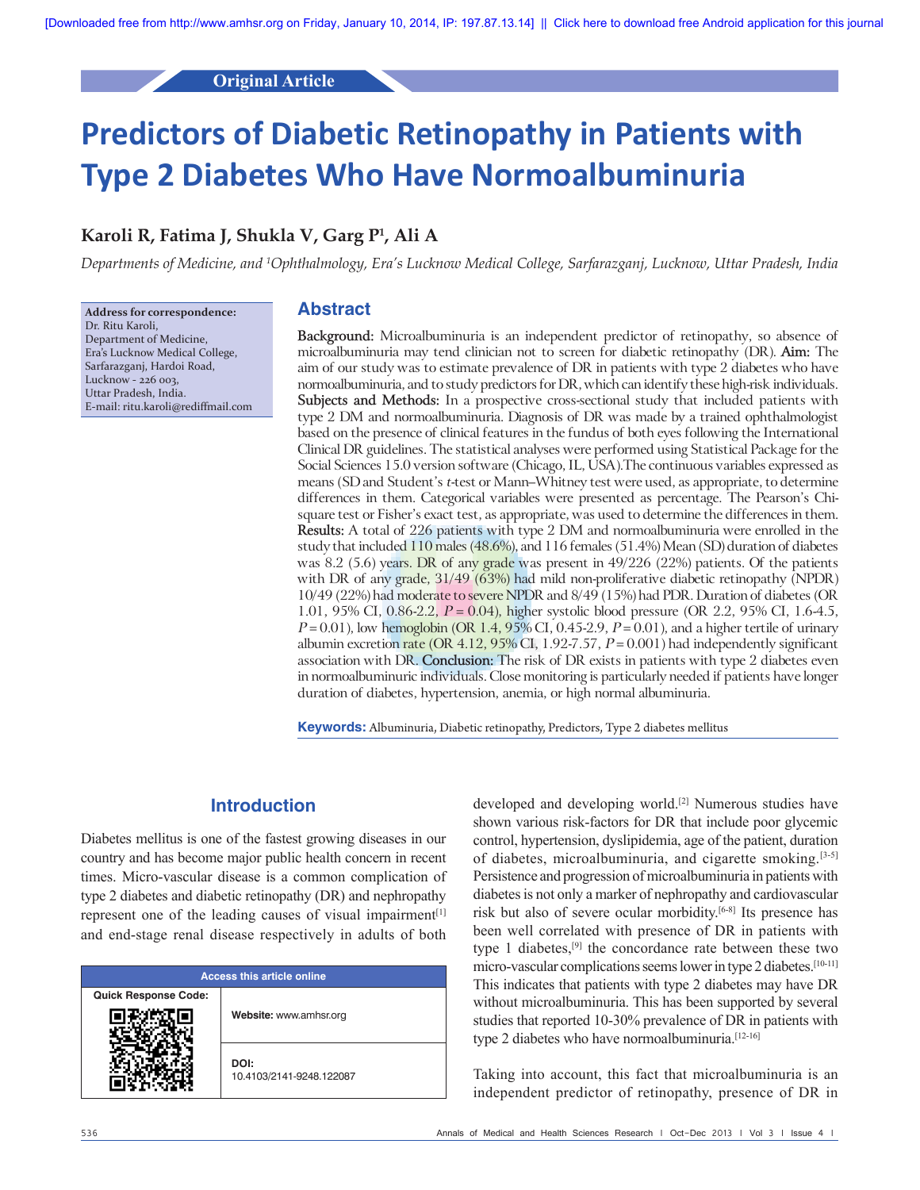Original Article

# Predictors of Diabetic Retinopathy in Patients with Type 2 Diabetes Who Have Normoalbuminuria

**Karoli R, Fatima J, Shukla V, Garg P[1], Ali A**

*Departments of Medicine, and [1]Ophthalmology, Era's Lucknow Medical College, Sarfarazganj, Lucknow, Uttar Pradesh, India*

**Address for correspondence:**
Dr. Ritu Karoli,
Department of Medicine,
Era's Lucknow Medical College,
Sarfarazganj, Hardoi Road,
Lucknow - 226 003,
Uttar Pradesh, India.
E-mail: ritu.karoli@rediffmail.com

## Abstract

**Background:** Microalbuminuria is an independent predictor of retinopathy, so absence of microalbuminuria may tend clinician not to screen for diabetic retinopathy (DR). **Aim:** The aim of our study was to estimate prevalence of DR in patients with type 2 diabetes who have normoalbuminuria, and to study predictors for DR, which can identify these high-risk individuals. **Subjects and Methods:** In a prospective cross-sectional study that included patients with type 2 DM and normoalbuminuria. Diagnosis of DR was made by a trained ophthalmologist based on the presence of clinical features in the fundus of both eyes following the International Clinical DR guidelines. The statistical analyses were performed using Statistical Package for the Social Sciences 15.0 version software (Chicago, IL, USA).The continuous variables expressed as means (SD and Student's *t*-test or Mann–Whitney test were used, as appropriate, to determine differences in them. Categorical variables were presented as percentage. The Pearson's Chi-square test or Fisher's exact test, as appropriate, was used to determine the differences in them. **Results:** A total of 226 patients with type 2 DM and normoalbuminuria were enrolled in the study that included 110 males (48.6%), and 116 females (51.4%) Mean (SD) duration of diabetes was 8.2 (5.6) years. DR of any grade was present in 49/226 (22%) patients. Of the patients with DR of any grade, 31/49 (63%) had mild non-proliferative diabetic retinopathy (NPDR) 10/49 (22%) had moderate to severe NPDR and 8/49 (15%) had PDR. Duration of diabetes (OR 1.01, 95% CI, 0.86-2.2, $P = 0.04$), higher systolic blood pressure (OR 2.2, 95% CI, 1.6-4.5, $P = 0.01$), low hemoglobin (OR 1.4, 95% CI, 0.45-2.9, $P = 0.01$), and a higher tertile of urinary albumin excretion rate (OR 4.12, 95% CI, 1.92-7.57, $P = 0.001$) had independently significant association with DR. **Conclusion:** The risk of DR exists in patients with type 2 diabetes even in normoalbuminuric individuals. Close monitoring is particularly needed if patients have longer duration of diabetes, hypertension, anemia, or high normal albuminuria.

**Keywords:** Albuminuria, Diabetic retinopathy, Predictors, Type 2 diabetes mellitus

## Introduction

Diabetes mellitus is one of the fastest growing diseases in our country and has become major public health concern in recent times. Micro-vascular disease is a common complication of type 2 diabetes and diabetic retinopathy (DR) and nephropathy represent one of the leading causes of visual impairment[1] and end-stage renal disease respectively in adults of both developed and developing world.[2] Numerous studies have shown various risk-factors for DR that include poor glycemic control, hypertension, dyslipidemia, age of the patient, duration of diabetes, microalbuminuria, and cigarette smoking.[3-5] Persistence and progression of microalbuminuria in patients with diabetes is not only a marker of nephropathy and cardiovascular risk but also of severe ocular morbidity.[6-8] Its presence has been well correlated with presence of DR in patients with type 1 diabetes,[9] the concordance rate between these two micro-vascular complications seems lower in type 2 diabetes.[10-11] This indicates that patients with type 2 diabetes may have DR without microalbuminuria. This has been supported by several studies that reported 10-30% prevalence of DR in patients with type 2 diabetes who have normoalbuminuria.[12-16]

| Access this article online | |
|---|---|
| Quick Response Code: | Website: www.amhsr.org |
| | DOI: 10.4103/2141-9248.122087 |

Taking into account, this fact that microalbuminuria is an independent predictor of retinopathy, presence of DR in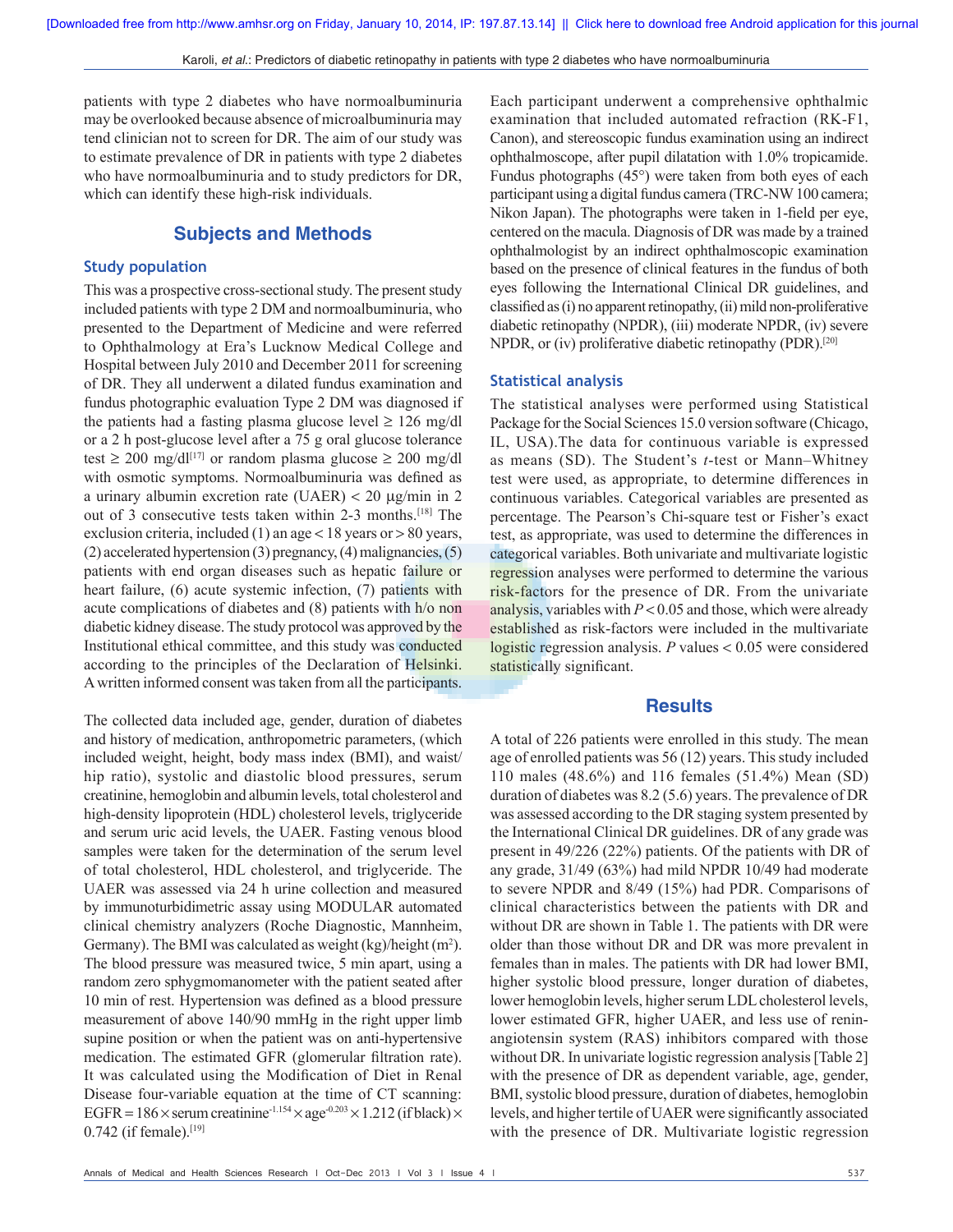patients with type 2 diabetes who have normoalbuminuria may be overlooked because absence of microalbuminuria may tend clinician not to screen for DR. The aim of our study was to estimate prevalence of DR in patients with type 2 diabetes who have normoalbuminuria and to study predictors for DR, which can identify these high-risk individuals.

## Subjects and Methods

### Study population

This was a prospective cross-sectional study. The present study included patients with type 2 DM and normoalbuminuria, who presented to the Department of Medicine and were referred to Ophthalmology at Era's Lucknow Medical College and Hospital between July 2010 and December 2011 for screening of DR. They all underwent a dilated fundus examination and fundus photographic evaluation Type 2 DM was diagnosed if the patients had a fasting plasma glucose level ≥ 126 mg/dl or a 2 h post-glucose level after a 75 g oral glucose tolerance test ≥ 200 mg/dl[17] or random plasma glucose ≥ 200 mg/dl with osmotic symptoms. Normoalbuminuria was defined as a urinary albumin excretion rate (UAER) < 20 μg/min in 2 out of 3 consecutive tests taken within 2-3 months.[18] The exclusion criteria, included (1) an age < 18 years or > 80 years, (2) accelerated hypertension (3) pregnancy, (4) malignancies, (5) patients with end organ diseases such as hepatic failure or heart failure, (6) acute systemic infection, (7) patients with acute complications of diabetes and (8) patients with h/o non diabetic kidney disease. The study protocol was approved by the Institutional ethical committee, and this study was conducted according to the principles of the Declaration of Helsinki. A written informed consent was taken from all the participants.

The collected data included age, gender, duration of diabetes and history of medication, anthropometric parameters, (which included weight, height, body mass index (BMI), and waist/hip ratio), systolic and diastolic blood pressures, serum creatinine, hemoglobin and albumin levels, total cholesterol and high-density lipoprotein (HDL) cholesterol levels, triglyceride and serum uric acid levels, the UAER. Fasting venous blood samples were taken for the determination of the serum level of total cholesterol, HDL cholesterol, and triglyceride. The UAER was assessed via 24 h urine collection and measured by immunoturbidimetric assay using MODULAR automated clinical chemistry analyzers (Roche Diagnostic, Mannheim, Germany). The BMI was calculated as weight (kg)/height ($m^2$). The blood pressure was measured twice, 5 min apart, using a random zero sphygmomanometer with the patient seated after 10 min of rest. Hypertension was defined as a blood pressure measurement of above 140/90 mmHg in the right upper limb supine position or when the patient was on anti-hypertensive medication. The estimated GFR (glomerular filtration rate). It was calculated using the Modification of Diet in Renal Disease four-variable equation at the time of CT scanning: $EGFR = 186 \times \text{serum creatinine}^{-1.154} \times \text{age}^{-0.203} \times 1.212$ (if black) × 0.742 (if female).[19]

Each participant underwent a comprehensive ophthalmic examination that included automated refraction (RK-F1, Canon), and stereoscopic fundus examination using an indirect ophthalmoscope, after pupil dilatation with 1.0% tropicamide. Fundus photographs (45°) were taken from both eyes of each participant using a digital fundus camera (TRC-NW 100 camera; Nikon Japan). The photographs were taken in 1-field per eye, centered on the macula. Diagnosis of DR was made by a trained ophthalmologist by an indirect ophthalmoscopic examination based on the presence of clinical features in the fundus of both eyes following the International Clinical DR guidelines, and classified as (i) no apparent retinopathy, (ii) mild non-proliferative diabetic retinopathy (NPDR), (iii) moderate NPDR, (iv) severe NPDR, or (iv) proliferative diabetic retinopathy (PDR).[20]

### Statistical analysis

The statistical analyses were performed using Statistical Package for the Social Sciences 15.0 version software (Chicago, IL, USA).The data for continuous variable is expressed as means (SD). The Student's *t*-test or Mann–Whitney test were used, as appropriate, to determine differences in continuous variables. Categorical variables are presented as percentage. The Pearson's Chi-square test or Fisher's exact test, as appropriate, was used to determine the differences in categorical variables. Both univariate and multivariate logistic regression analyses were performed to determine the various risk-factors for the presence of DR. From the univariate analysis, variables with $P < 0.05$ and those, which were already established as risk-factors were included in the multivariate logistic regression analysis. $P$ values < 0.05 were considered statistically significant.

## Results

A total of 226 patients were enrolled in this study. The mean age of enrolled patients was 56 (12) years. This study included 110 males (48.6%) and 116 females (51.4%) Mean (SD) duration of diabetes was 8.2 (5.6) years. The prevalence of DR was assessed according to the DR staging system presented by the International Clinical DR guidelines. DR of any grade was present in 49/226 (22%) patients. Of the patients with DR of any grade, 31/49 (63%) had mild NPDR 10/49 had moderate to severe NPDR and 8/49 (15%) had PDR. Comparisons of clinical characteristics between the patients with DR and without DR are shown in Table 1. The patients with DR were older than those without DR and DR was more prevalent in females than in males. The patients with DR had lower BMI, higher systolic blood pressure, longer duration of diabetes, lower hemoglobin levels, higher serum LDL cholesterol levels, lower estimated GFR, higher UAER, and less use of renin-angiotensin system (RAS) inhibitors compared with those without DR. In univariate logistic regression analysis [Table 2] with the presence of DR as dependent variable, age, gender, BMI, systolic blood pressure, duration of diabetes, hemoglobin levels, and higher tertile of UAER were significantly associated with the presence of DR. Multivariate logistic regression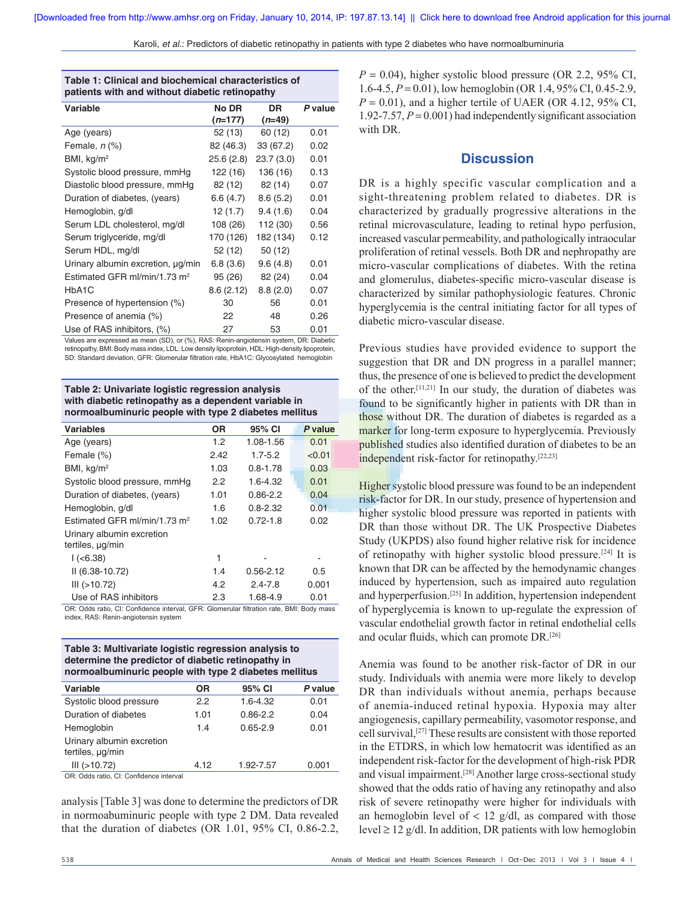**Table 1: Clinical and biochemical characteristics of patients with and without diabetic retinopathy**

| Variable | No DR (*n*=177) | DR (*n*=49) | *P* value |
|---|---|---|---|
| Age (years) | 52 (13) | 60 (12) | 0.01 |
| Female, *n* (%) | 82 (46.3) | 33 (67.2) | 0.02 |
| BMI, kg/m$^2$ | 25.6 (2.8) | 23.7 (3.0) | 0.01 |
| Systolic blood pressure, mmHg | 122 (16) | 136 (16) | 0.13 |
| Diastolic blood pressure, mmHg | 82 (12) | 82 (14) | 0.07 |
| Duration of diabetes, (years) | 6.6 (4.7) | 8.6 (5.2) | 0.01 |
| Hemoglobin, g/dl | 12 (1.7) | 9.4 (1.6) | 0.04 |
| Serum LDL cholesterol, mg/dl | 108 (26) | 112 (30) | 0.56 |
| Serum triglyceride, mg/dl | 170 (126) | 182 (134) | 0.12 |
| Serum HDL, mg/dl | 52 (12) | 50 (12) | |
| Urinary albumin excretion, μg/min | 6.8 (3.6) | 9.6 (4.8) | 0.01 |
| Estimated GFR ml/min/1.73 m$^2$ | 95 (26) | 82 (24) | 0.04 |
| HbA1C | 8.6 (2.12) | 8.8 (2.0) | 0.07 |
| Presence of hypertension (%) | 30 | 56 | 0.01 |
| Presence of anemia (%) | 22 | 48 | 0.26 |
| Use of RAS inhibitors, (%) | 27 | 53 | 0.01 |

Values are expressed as mean (SD), or (%), RAS: Renin-angiotensin system, DR: Diabetic retinopathy, BMI: Body mass index, LDL: Low density lipoprotein, HDL: High-density lipoprotein, SD: Standard deviation, GFR: Glomerular filtration rate, HbA1C: Glycosylated hemoglobin

**Table 2: Univariate logistic regression analysis with diabetic retinopathy as a dependent variable in normoalbuminuric people with type 2 diabetes mellitus**

| Variables | OR | 95% CI | *P* value |
|---|---|---|---|
| Age (years) | 1.2 | 1.08-1.56 | 0.01 |
| Female (%) | 2.42 | 1.7-5.2 | <0.01 |
| BMI, kg/m$^2$ | 1.03 | 0.8-1.78 | 0.03 |
| Systolic blood pressure, mmHg | 2.2 | 1.6-4.32 | 0.01 |
| Duration of diabetes, (years) | 1.01 | 0.86-2.2 | 0.04 |
| Hemoglobin, g/dl | 1.6 | 0.8-2.32 | 0.01 |
| Estimated GFR ml/min/1.73 m$^2$ | 1.02 | 0.72-1.8 | 0.02 |
| Urinary albumin excretion tertiles, μg/min | | | |
| I (<6.38) | 1 | - | - |
| II (6.38-10.72) | 1.4 | 0.56-2.12 | 0.5 |
| III (>10.72) | 4.2 | 2.4-7.8 | 0.001 |
| Use of RAS inhibitors | 2.3 | 1.68-4.9 | 0.01 |

OR: Odds ratio, CI: Confidence interval, GFR: Glomerular filtration rate, BMI: Body mass index, RAS: Renin-angiotensin system

**Table 3: Multivariate logistic regression analysis to determine the predictor of diabetic retinopathy in normoalbuminuric people with type 2 diabetes mellitus**

| Variable | OR | 95% CI | *P* value |
|---|---|---|---|
| Systolic blood pressure | 2.2 | 1.6-4.32 | 0.01 |
| Duration of diabetes | 1.01 | 0.86-2.2 | 0.04 |
| Hemoglobin | 1.4 | 0.65-2.9 | 0.01 |
| Urinary albumin excretion tertiles, μg/min | | | |
| III (>10.72) | 4.12 | 1.92-7.57 | 0.001 |

OR: Odds ratio, CI: Confidence interval

analysis [Table 3] was done to determine the predictors of DR in normoabuminuric people with type 2 DM. Data revealed that the duration of diabetes (OR 1.01, 95% CI, 0.86-2.2, $P = 0.04$), higher systolic blood pressure (OR 2.2, 95% CI, 1.6-4.5, $P = 0.01$), low hemoglobin (OR 1.4, 95% CI, 0.45-2.9, $P = 0.01$), and a higher tertile of UAER (OR 4.12, 95% CI, 1.92-7.57, $P = 0.001$) had independently significant association with DR.

## Discussion

DR is a highly specific vascular complication and a sight-threatening problem related to diabetes. DR is characterized by gradually progressive alterations in the retinal microvasculature, leading to retinal hypo perfusion, increased vascular permeability, and pathologically intraocular proliferation of retinal vessels. Both DR and nephropathy are micro-vascular complications of diabetes. With the retina and glomerulus, diabetes-specific micro-vascular disease is characterized by similar pathophysiologic features. Chronic hyperglycemia is the central initiating factor for all types of diabetic micro-vascular disease.

Previous studies have provided evidence to support the suggestion that DR and DN progress in a parallel manner; thus, the presence of one is believed to predict the development of the other.[11,21] In our study, the duration of diabetes was found to be significantly higher in patients with DR than in those without DR. The duration of diabetes is regarded as a marker for long-term exposure to hyperglycemia. Previously published studies also identified duration of diabetes to be an independent risk-factor for retinopathy.[22,23]

Higher systolic blood pressure was found to be an independent risk-factor for DR. In our study, presence of hypertension and higher systolic blood pressure was reported in patients with DR than those without DR. The UK Prospective Diabetes Study (UKPDS) also found higher relative risk for incidence of retinopathy with higher systolic blood pressure.[24] It is known that DR can be affected by the hemodynamic changes induced by hypertension, such as impaired auto regulation and hyperperfusion.[25] In addition, hypertension independent of hyperglycemia is known to up-regulate the expression of vascular endothelial growth factor in retinal endothelial cells and ocular fluids, which can promote DR.[26]

Anemia was found to be another risk-factor of DR in our study. Individuals with anemia were more likely to develop DR than individuals without anemia, perhaps because of anemia-induced retinal hypoxia. Hypoxia may alter angiogenesis, capillary permeability, vasomotor response, and cell survival,[27] These results are consistent with those reported in the ETDRS, in which low hematocrit was identified as an independent risk-factor for the development of high-risk PDR and visual impairment.[28] Another large cross-sectional study showed that the odds ratio of having any retinopathy and also risk of severe retinopathy were higher for individuals with an hemoglobin level of < 12 g/dl, as compared with those level ≥ 12 g/dl. In addition, DR patients with low hemoglobin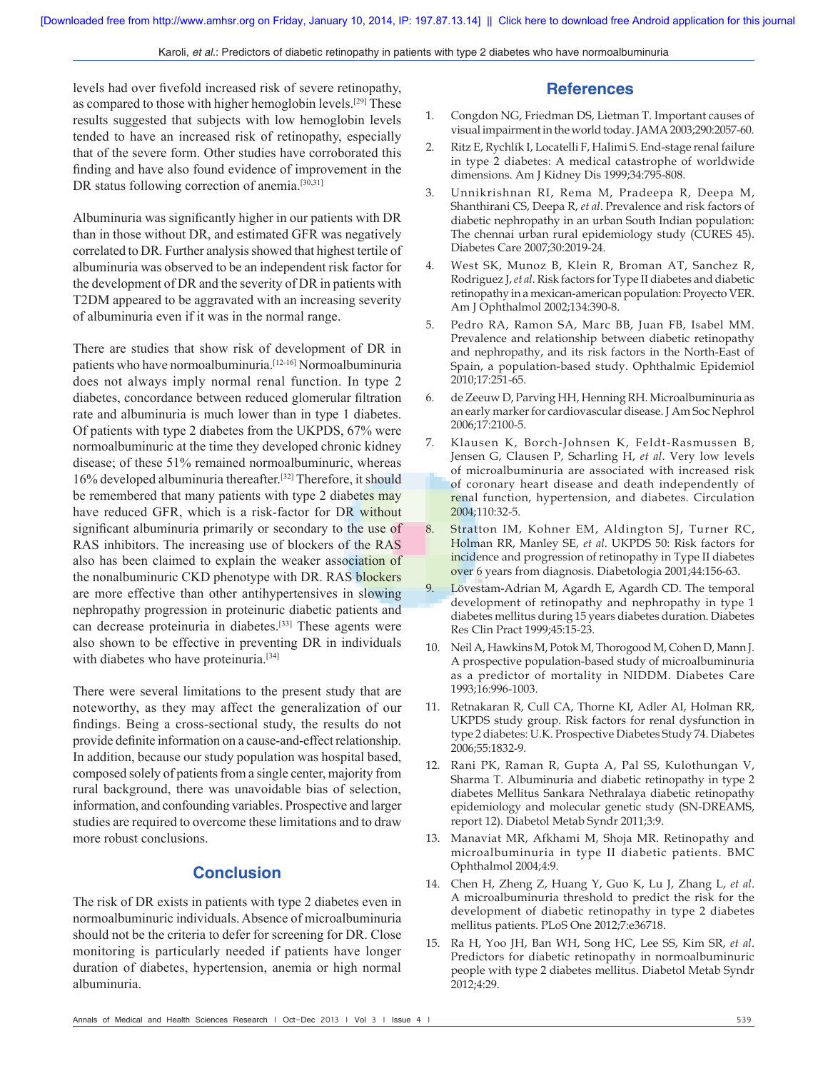levels had over fivefold increased risk of severe retinopathy, as compared to those with higher hemoglobin levels.[29] These results suggested that subjects with low hemoglobin levels tended to have an increased risk of retinopathy, especially that of the severe form. Other studies have corroborated this finding and have also found evidence of improvement in the DR status following correction of anemia.[30,31]

Albuminuria was significantly higher in our patients with DR than in those without DR, and estimated GFR was negatively correlated to DR. Further analysis showed that highest tertile of albuminuria was observed to be an independent risk factor for the development of DR and the severity of DR in patients with T2DM appeared to be aggravated with an increasing severity of albuminuria even if it was in the normal range.

There are studies that show risk of development of DR in patients who have normoalbuminuria.[12-16] Normoalbuminuria does not always imply normal renal function. In type 2 diabetes, concordance between reduced glomerular filtration rate and albuminuria is much lower than in type 1 diabetes. Of patients with type 2 diabetes from the UKPDS, 67% were normoalbuminuric at the time they developed chronic kidney disease; of these 51% remained normoalbuminuric, whereas 16% developed albuminuria thereafter.[32] Therefore, it should be remembered that many patients with type 2 diabetes may have reduced GFR, which is a risk-factor for DR without significant albuminuria primarily or secondary to the use of RAS inhibitors. The increasing use of blockers of the RAS also has been claimed to explain the weaker association of the nonalbuminuric CKD phenotype with DR. RAS blockers are more effective than other antihypertensives in slowing nephropathy progression in proteinuric diabetic patients and can decrease proteinuria in diabetes.[33] These agents were also shown to be effective in preventing DR in individuals with diabetes who have proteinuria.[34]

There were several limitations to the present study that are noteworthy, as they may affect the generalization of our findings. Being a cross-sectional study, the results do not provide definite information on a cause-and-effect relationship. In addition, because our study population was hospital based, composed solely of patients from a single center, majority from rural background, there was unavoidable bias of selection, information, and confounding variables. Prospective and larger studies are required to overcome these limitations and to draw more robust conclusions.

## Conclusion

The risk of DR exists in patients with type 2 diabetes even in normoalbuminuric individuals. Absence of microalbuminuria should not be the criteria to defer for screening for DR. Close monitoring is particularly needed if patients have longer duration of diabetes, hypertension, anemia or high normal albuminuria.

## References

1. Congdon NG, Friedman DS, Lietman T. Important causes of visual impairment in the world today. JAMA 2003;290:2057-60.
2. Ritz E, Rychlík I, Locatelli F, Halimi S. End-stage renal failure in type 2 diabetes: A medical catastrophe of worldwide dimensions. Am J Kidney Dis 1999;34:795-808.
3. Unnikrishnan RI, Rema M, Pradeepa R, Deepa M, Shanthirani CS, Deepa R, *et al*. Prevalence and risk factors of diabetic nephropathy in an urban South Indian population: The chennai urban rural epidemiology study (CURES 45). Diabetes Care 2007;30:2019-24.
4. West SK, Munoz B, Klein R, Broman AT, Sanchez R, Rodriguez J, *et al*. Risk factors for Type II diabetes and diabetic retinopathy in a mexican-american population: Proyecto VER. Am J Ophthalmol 2002;134:390-8.
5. Pedro RA, Ramon SA, Marc BB, Juan FB, Isabel MM. Prevalence and relationship between diabetic retinopathy and nephropathy, and its risk factors in the North-East of Spain, a population-based study. Ophthalmic Epidemiol 2010;17:251-65.
6. de Zeeuw D, Parving HH, Henning RH. Microalbuminuria as an early marker for cardiovascular disease. J Am Soc Nephrol 2006;17:2100-5.
7. Klausen K, Borch-Johnsen K, Feldt-Rasmussen B, Jensen G, Clausen P, Scharling H, *et al*. Very low levels of microalbuminuria are associated with increased risk of coronary heart disease and death independently of renal function, hypertension, and diabetes. Circulation 2004;110:32-5.
8. Stratton IM, Kohner EM, Aldington SJ, Turner RC, Holman RR, Manley SE, *et al*. UKPDS 50: Risk factors for incidence and progression of retinopathy in Type II diabetes over 6 years from diagnosis. Diabetologia 2001;44:156-63.
9. Lövestam-Adrian M, Agardh E, Agardh CD. The temporal development of retinopathy and nephropathy in type 1 diabetes mellitus during 15 years diabetes duration. Diabetes Res Clin Pract 1999;45:15-23.
10. Neil A, Hawkins M, Potok M, Thorogood M, Cohen D, Mann J. A prospective population-based study of microalbuminuria as a predictor of mortality in NIDDM. Diabetes Care 1993;16:996-1003.
11. Retnakaran R, Cull CA, Thorne KI, Adler AI, Holman RR, UKPDS study group. Risk factors for renal dysfunction in type 2 diabetes: U.K. Prospective Diabetes Study 74. Diabetes 2006;55:1832-9.
12. Rani PK, Raman R, Gupta A, Pal SS, Kulothungan V, Sharma T. Albuminuria and diabetic retinopathy in type 2 diabetes Mellitus Sankara Nethralaya diabetic retinopathy epidemiology and molecular genetic study (SN-DREAMS, report 12). Diabetol Metab Syndr 2011;3:9.
13. Manaviat MR, Afkhami M, Shoja MR. Retinopathy and microalbuminuria in type II diabetic patients. BMC Ophthalmol 2004;4:9.
14. Chen H, Zheng Z, Huang Y, Guo K, Lu J, Zhang L, *et al*. A microalbuminuria threshold to predict the risk for the development of diabetic retinopathy in type 2 diabetes mellitus patients. PLoS One 2012;7:e36718.
15. Ra H, Yoo JH, Ban WH, Song HC, Lee SS, Kim SR, *et al*. Predictors for diabetic retinopathy in normoalbuminuric people with type 2 diabetes mellitus. Diabetol Metab Syndr 2012;4:29.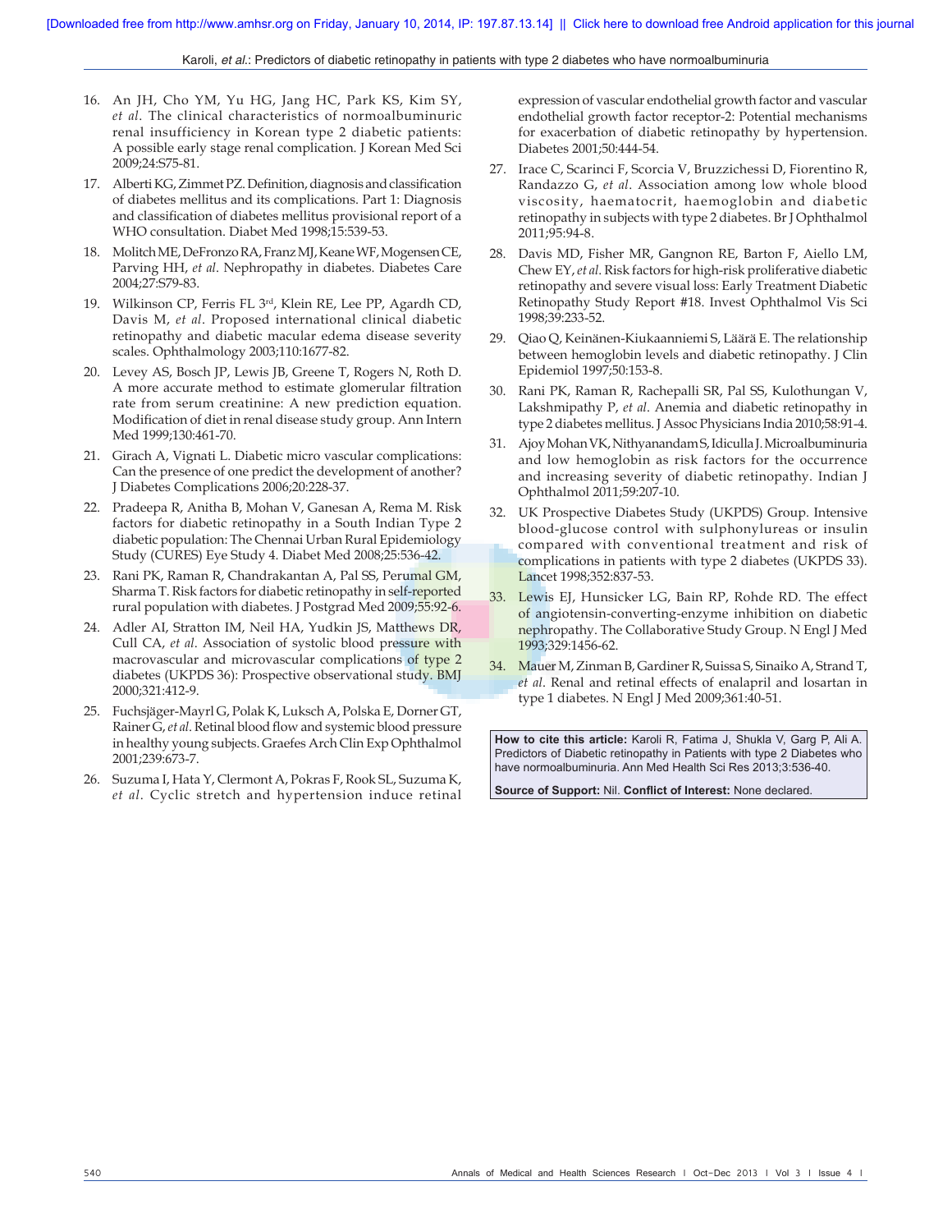16. An JH, Cho YM, Yu HG, Jang HC, Park KS, Kim SY, *et al*. The clinical characteristics of normoalbuminuric renal insufficiency in Korean type 2 diabetic patients: A possible early stage renal complication. J Korean Med Sci 2009;24:S75-81.
17. Alberti KG, Zimmet PZ. Definition, diagnosis and classification of diabetes mellitus and its complications. Part 1: Diagnosis and classification of diabetes mellitus provisional report of a WHO consultation. Diabet Med 1998;15:539-53.
18. Molitch ME, DeFronzo RA, Franz MJ, Keane WF, Mogensen CE, Parving HH, *et al*. Nephropathy in diabetes. Diabetes Care 2004;27:S79-83.
19. Wilkinson CP, Ferris FL 3rd, Klein RE, Lee PP, Agardh CD, Davis M, *et al*. Proposed international clinical diabetic retinopathy and diabetic macular edema disease severity scales. Ophthalmology 2003;110:1677-82.
20. Levey AS, Bosch JP, Lewis JB, Greene T, Rogers N, Roth D. A more accurate method to estimate glomerular filtration rate from serum creatinine: A new prediction equation. Modification of diet in renal disease study group. Ann Intern Med 1999;130:461-70.
21. Girach A, Vignati L. Diabetic micro vascular complications: Can the presence of one predict the development of another? J Diabetes Complications 2006;20:228-37.
22. Pradeepa R, Anitha B, Mohan V, Ganesan A, Rema M. Risk factors for diabetic retinopathy in a South Indian Type 2 diabetic population: The Chennai Urban Rural Epidemiology Study (CURES) Eye Study 4. Diabet Med 2008;25:536-42.
23. Rani PK, Raman R, Chandrakantan A, Pal SS, Perumal GM, Sharma T. Risk factors for diabetic retinopathy in self-reported rural population with diabetes. J Postgrad Med 2009;55:92-6.
24. Adler AI, Stratton IM, Neil HA, Yudkin JS, Matthews DR, Cull CA, *et al*. Association of systolic blood pressure with macrovascular and microvascular complications of type 2 diabetes (UKPDS 36): Prospective observational study. BMJ 2000;321:412-9.
25. Fuchsjäger-Mayrl G, Polak K, Luksch A, Polska E, Dorner GT, Rainer G, *et al*. Retinal blood flow and systemic blood pressure in healthy young subjects. Graefes Arch Clin Exp Ophthalmol 2001;239:673-7.
26. Suzuma I, Hata Y, Clermont A, Pokras F, Rook SL, Suzuma K, *et al*. Cyclic stretch and hypertension induce retinal expression of vascular endothelial growth factor and vascular endothelial growth factor receptor-2: Potential mechanisms for exacerbation of diabetic retinopathy by hypertension. Diabetes 2001;50:444-54.
27. Irace C, Scarinci F, Scorcia V, Bruzzichessi D, Fiorentino R, Randazzo G, *et al*. Association among low whole blood viscosity, haematocrit, haemoglobin and diabetic retinopathy in subjects with type 2 diabetes. Br J Ophthalmol 2011;95:94-8.
28. Davis MD, Fisher MR, Gangnon RE, Barton F, Aiello LM, Chew EY, *et al*. Risk factors for high-risk proliferative diabetic retinopathy and severe visual loss: Early Treatment Diabetic Retinopathy Study Report #18. Invest Ophthalmol Vis Sci 1998;39:233-52.
29. Qiao Q, Keinänen-Kiukaanniemi S, Läärä E. The relationship between hemoglobin levels and diabetic retinopathy. J Clin Epidemiol 1997;50:153-8.
30. Rani PK, Raman R, Rachepalli SR, Pal SS, Kulothungan V, Lakshmipathy P, *et al*. Anemia and diabetic retinopathy in type 2 diabetes mellitus. J Assoc Physicians India 2010;58:91-4.
31. Ajoy Mohan VK, Nithyanandam S, Idiculla J. Microalbuminuria and low hemoglobin as risk factors for the occurrence and increasing severity of diabetic retinopathy. Indian J Ophthalmol 2011;59:207-10.
32. UK Prospective Diabetes Study (UKPDS) Group. Intensive blood-glucose control with sulphonylureas or insulin compared with conventional treatment and risk of complications in patients with type 2 diabetes (UKPDS 33). Lancet 1998;352:837-53.
33. Lewis EJ, Hunsicker LG, Bain RP, Rohde RD. The effect of angiotensin-converting-enzyme inhibition on diabetic nephropathy. The Collaborative Study Group. N Engl J Med 1993;329:1456-62.
34. Mauer M, Zinman B, Gardiner R, Suissa S, Sinaiko A, Strand T, *et al*. Renal and retinal effects of enalapril and losartan in type 1 diabetes. N Engl J Med 2009;361:40-51.

**How to cite this article:** Karoli R, Fatima J, Shukla V, Garg P, Ali A. Predictors of Diabetic retinopathy in Patients with type 2 Diabetes who have normoalbuminuria. Ann Med Health Sci Res 2013;3:536-40.

**Source of Support:** Nil. **Conflict of Interest:** None declared.